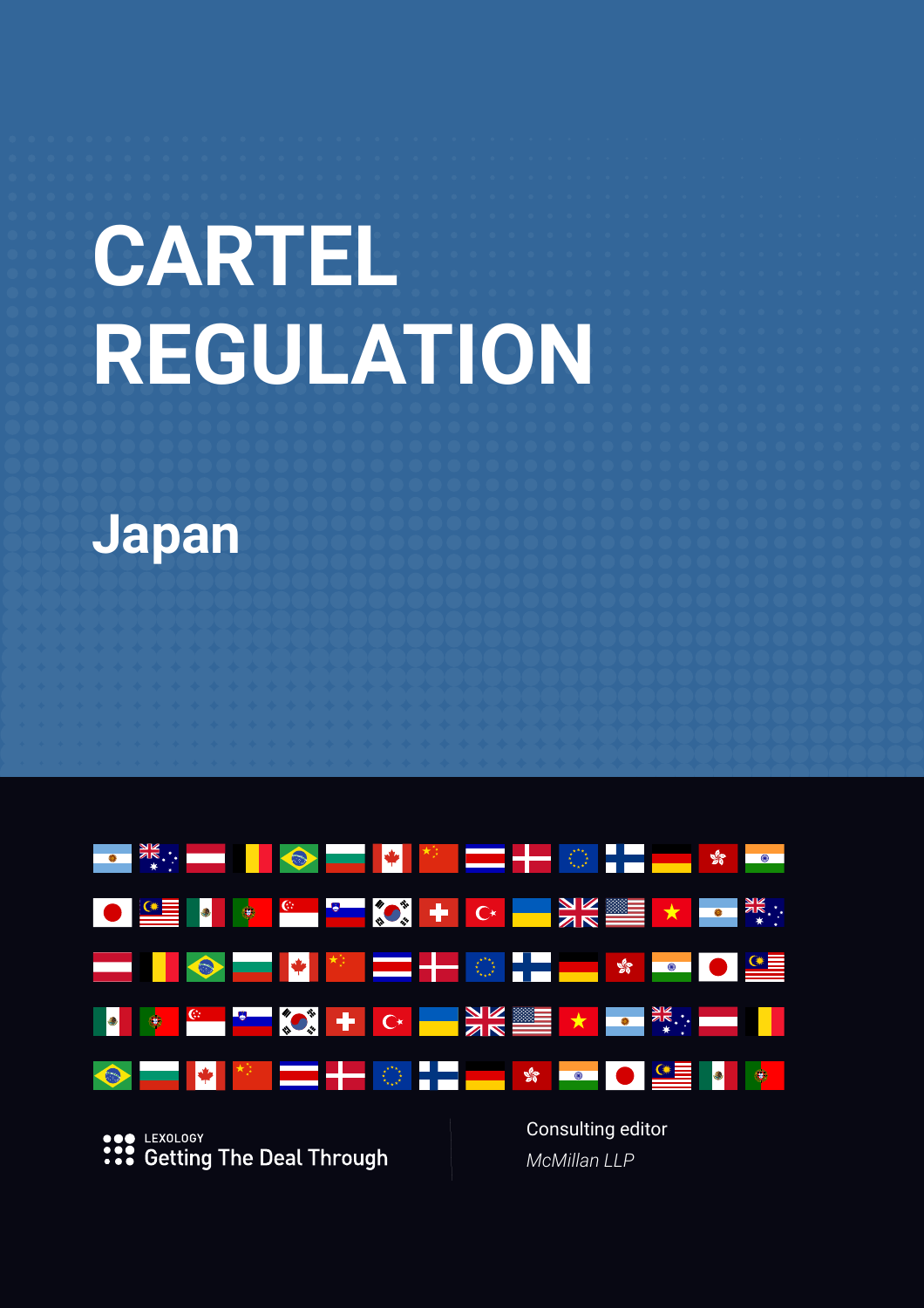# CARTEL REGULATION

## Japan

LEXOLOGY
Getting The Deal Through

Consulting editor
*McMillan LLP*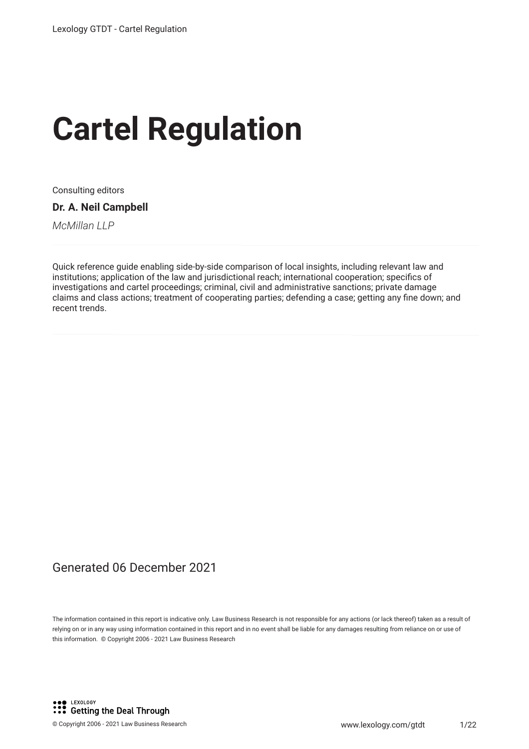# Cartel Regulation

Consulting editors

**Dr. A. Neil Campbell**

*McMillan LLP*

Quick reference guide enabling side-by-side comparison of local insights, including relevant law and institutions; application of the law and jurisdictional reach; international cooperation; specifics of investigations and cartel proceedings; criminal, civil and administrative sanctions; private damage claims and class actions; treatment of cooperating parties; defending a case; getting any fine down; and recent trends.

Generated 06 December 2021

The information contained in this report is indicative only. Law Business Research is not responsible for any actions (or lack thereof) taken as a result of relying on or in any way using information contained in this report and in no event shall be liable for any damages resulting from reliance on or use of this information. © Copyright 2006 - 2021 Law Business Research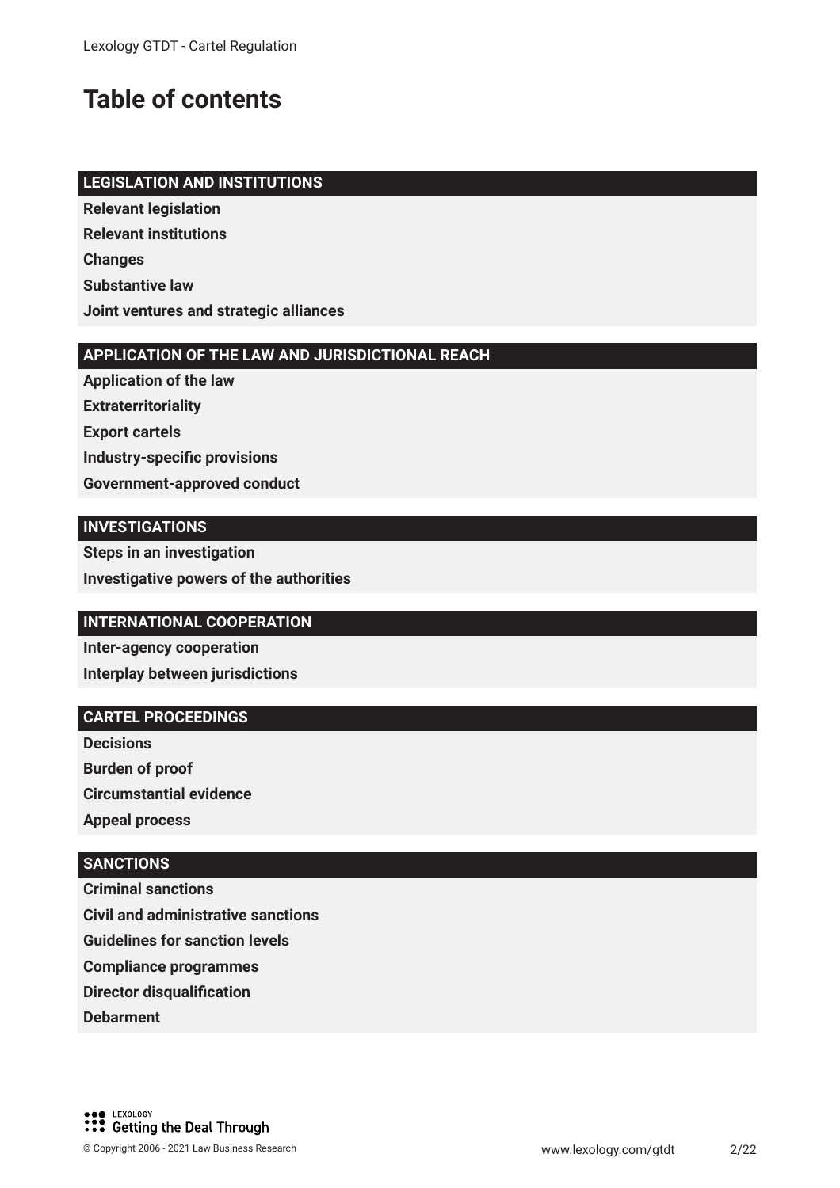# Table of contents

## LEGISLATION AND INSTITUTIONS

**Relevant legislation**

**Relevant institutions**

**Changes**

**Substantive law**

**Joint ventures and strategic alliances**

## APPLICATION OF THE LAW AND JURISDICTIONAL REACH

**Application of the law**

**Extraterritoriality**

**Export cartels**

**Industry-specific provisions**

**Government-approved conduct**

## INVESTIGATIONS

**Steps in an investigation**

**Investigative powers of the authorities**

## INTERNATIONAL COOPERATION

**Inter-agency cooperation**

**Interplay between jurisdictions**

## CARTEL PROCEEDINGS

**Decisions**

**Burden of proof**

**Circumstantial evidence**

**Appeal process**

## SANCTIONS

**Criminal sanctions**

**Civil and administrative sanctions**

**Guidelines for sanction levels**

**Compliance programmes**

**Director disqualification**

**Debarment**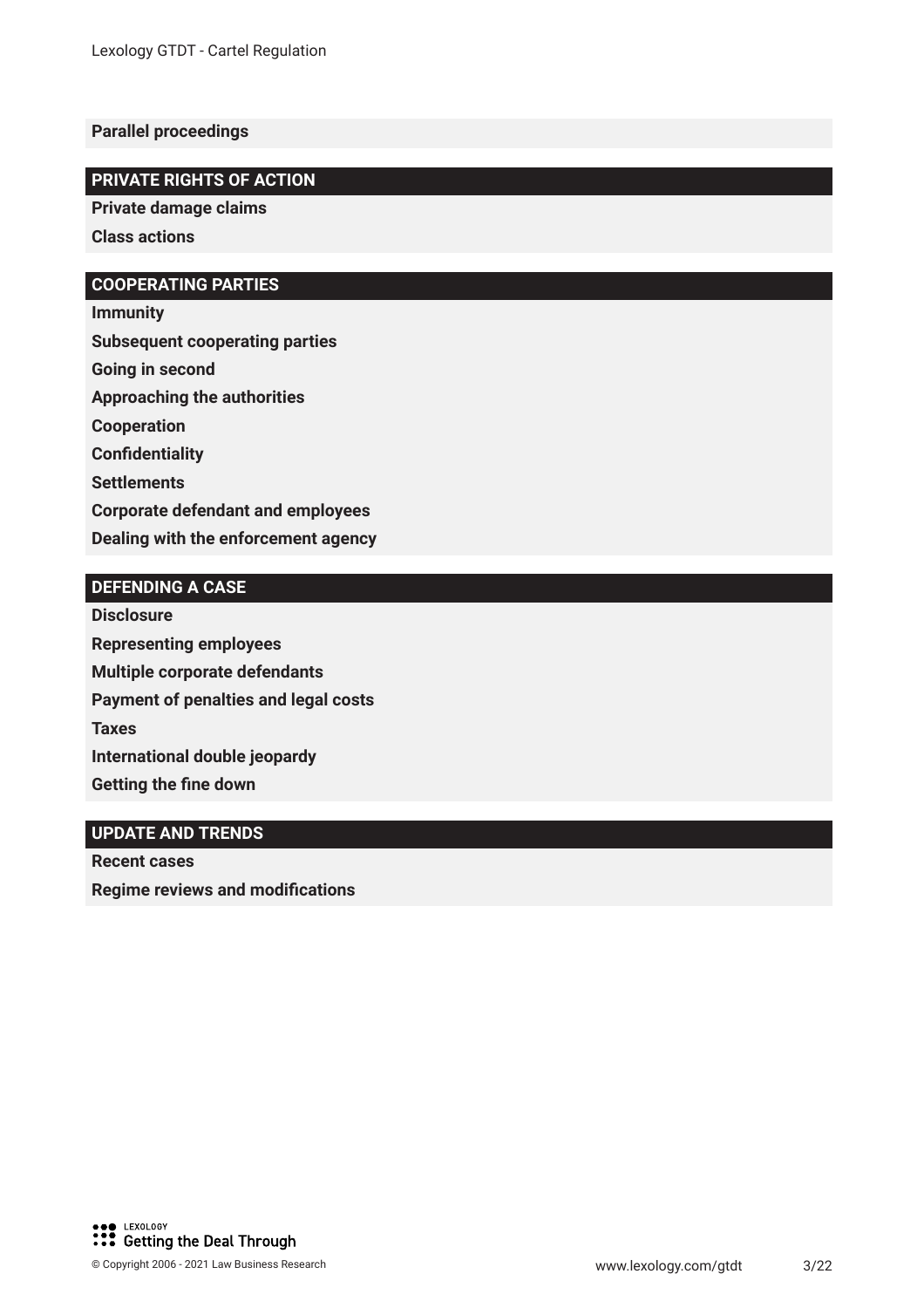**Parallel proceedings**

## PRIVATE RIGHTS OF ACTION

**Private damage claims**

**Class actions**

## COOPERATING PARTIES

**Immunity**

**Subsequent cooperating parties**

**Going in second**

**Approaching the authorities**

**Cooperation**

**Confidentiality**

**Settlements**

**Corporate defendant and employees**

**Dealing with the enforcement agency**

## DEFENDING A CASE

**Disclosure**

**Representing employees**

**Multiple corporate defendants**

**Payment of penalties and legal costs**

**Taxes**

**International double jeopardy**

**Getting the fine down**

## UPDATE AND TRENDS

**Recent cases**

**Regime reviews and modifications**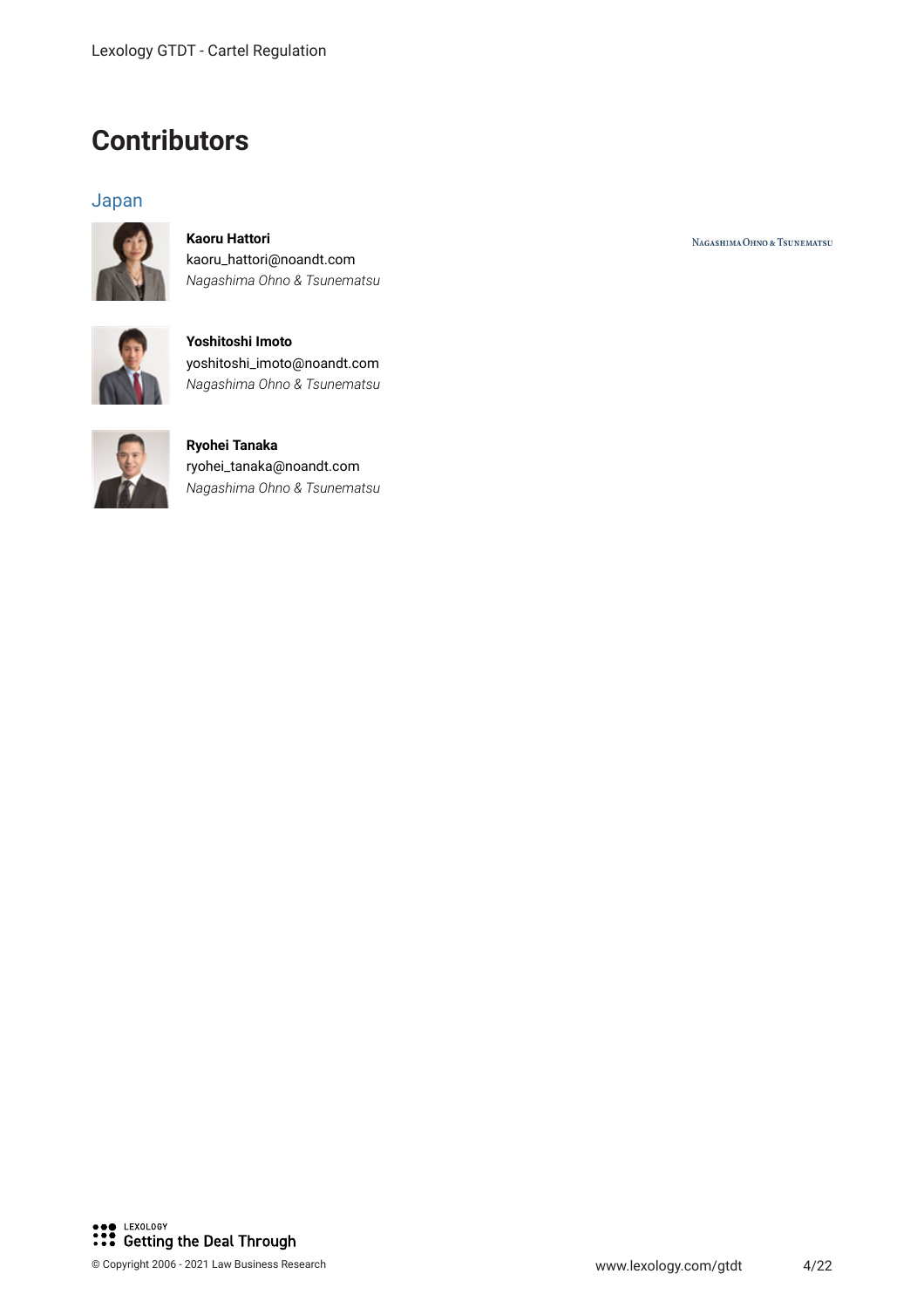# Contributors

## Japan

**Kaoru Hattori**
kaoru_hattori@noandt.com
*Nagashima Ohno & Tsunematsu*

**Yoshitoshi Imoto**
yoshitoshi_imoto@noandt.com
*Nagashima Ohno & Tsunematsu*

**Ryohei Tanaka**
ryohei_tanaka@noandt.com
*Nagashima Ohno & Tsunematsu*

NAGASHIMA OHNO & TSUNEMATSU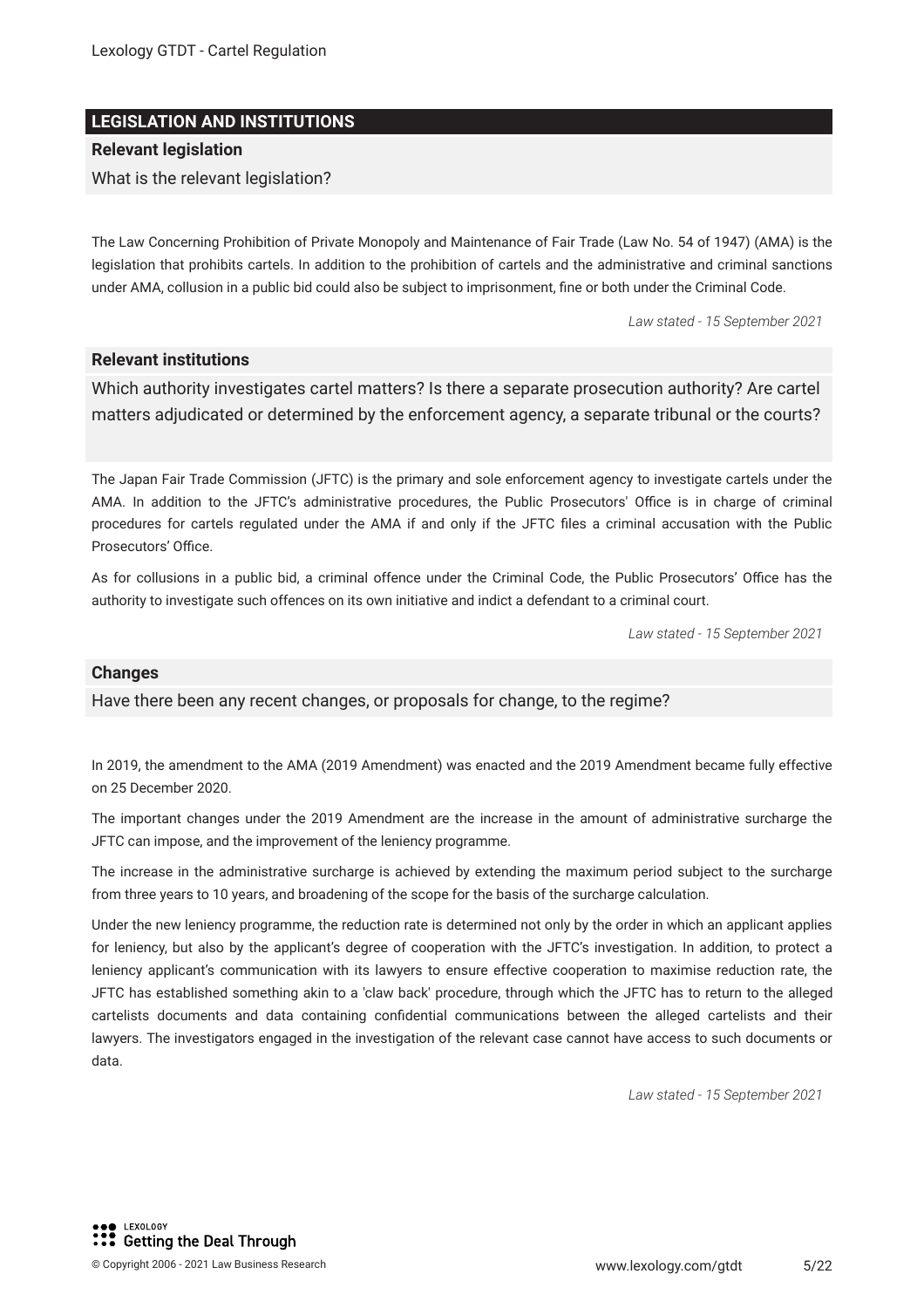## LEGISLATION AND INSTITUTIONS

### Relevant legislation

What is the relevant legislation?

The Law Concerning Prohibition of Private Monopoly and Maintenance of Fair Trade (Law No. 54 of 1947) (AMA) is the legislation that prohibits cartels. In addition to the prohibition of cartels and the administrative and criminal sanctions under AMA, collusion in a public bid could also be subject to imprisonment, fine or both under the Criminal Code.

*Law stated - 15 September 2021*

### Relevant institutions

Which authority investigates cartel matters? Is there a separate prosecution authority? Are cartel matters adjudicated or determined by the enforcement agency, a separate tribunal or the courts?

The Japan Fair Trade Commission (JFTC) is the primary and sole enforcement agency to investigate cartels under the AMA. In addition to the JFTC's administrative procedures, the Public Prosecutors' Office is in charge of criminal procedures for cartels regulated under the AMA if and only if the JFTC files a criminal accusation with the Public Prosecutors' Office.

As for collusions in a public bid, a criminal offence under the Criminal Code, the Public Prosecutors' Office has the authority to investigate such offences on its own initiative and indict a defendant to a criminal court.

*Law stated - 15 September 2021*

### Changes

Have there been any recent changes, or proposals for change, to the regime?

In 2019, the amendment to the AMA (2019 Amendment) was enacted and the 2019 Amendment became fully effective on 25 December 2020.

The important changes under the 2019 Amendment are the increase in the amount of administrative surcharge the JFTC can impose, and the improvement of the leniency programme.

The increase in the administrative surcharge is achieved by extending the maximum period subject to the surcharge from three years to 10 years, and broadening of the scope for the basis of the surcharge calculation.

Under the new leniency programme, the reduction rate is determined not only by the order in which an applicant applies for leniency, but also by the applicant's degree of cooperation with the JFTC's investigation. In addition, to protect a leniency applicant's communication with its lawyers to ensure effective cooperation to maximise reduction rate, the JFTC has established something akin to a 'claw back' procedure, through which the JFTC has to return to the alleged cartelists documents and data containing confidential communications between the alleged cartelists and their lawyers. The investigators engaged in the investigation of the relevant case cannot have access to such documents or data.

*Law stated - 15 September 2021*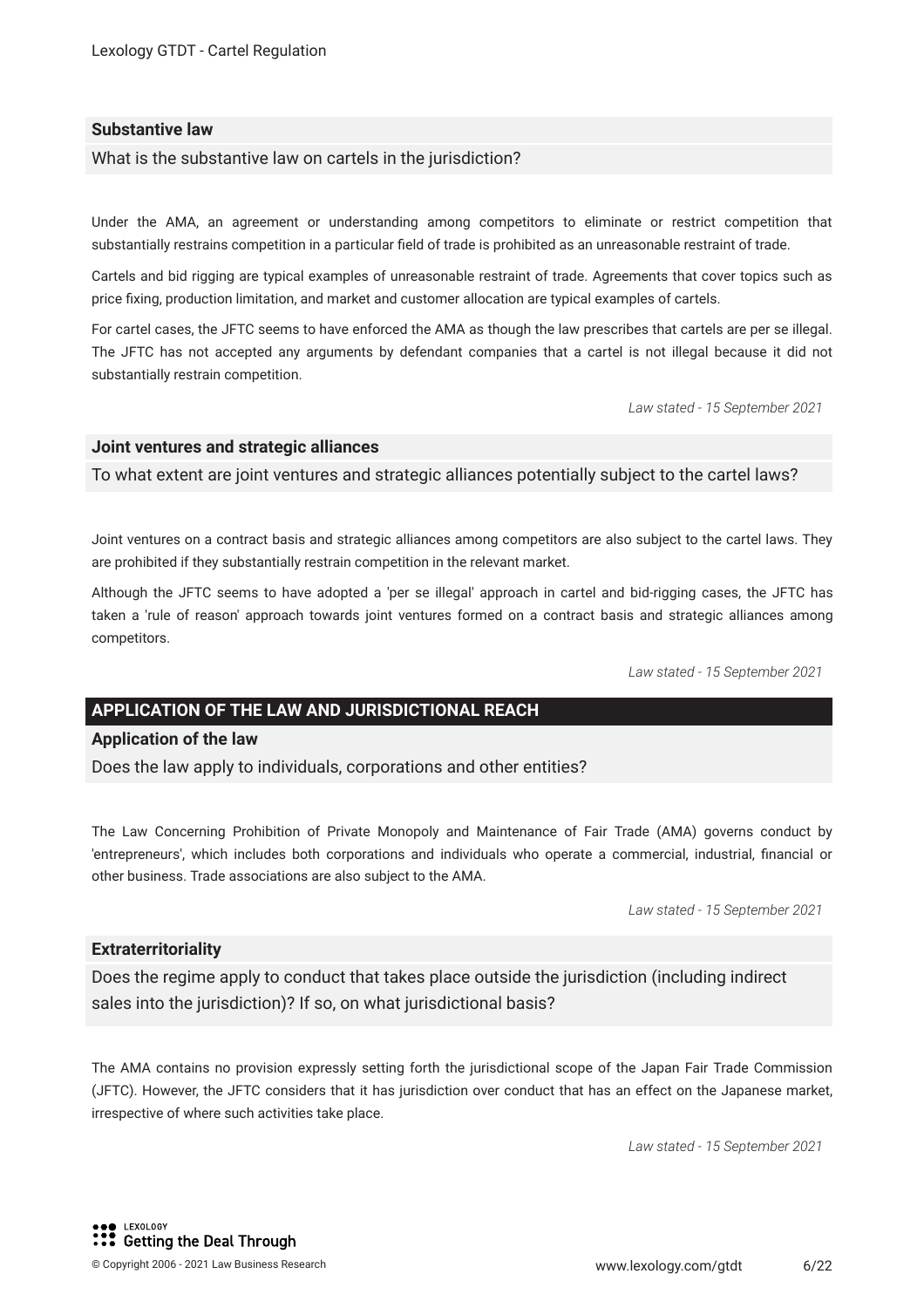### Substantive law

What is the substantive law on cartels in the jurisdiction?

Under the AMA, an agreement or understanding among competitors to eliminate or restrict competition that substantially restrains competition in a particular field of trade is prohibited as an unreasonable restraint of trade.

Cartels and bid rigging are typical examples of unreasonable restraint of trade. Agreements that cover topics such as price fixing, production limitation, and market and customer allocation are typical examples of cartels.

For cartel cases, the JFTC seems to have enforced the AMA as though the law prescribes that cartels are per se illegal. The JFTC has not accepted any arguments by defendant companies that a cartel is not illegal because it did not substantially restrain competition.

*Law stated - 15 September 2021*

### Joint ventures and strategic alliances

To what extent are joint ventures and strategic alliances potentially subject to the cartel laws?

Joint ventures on a contract basis and strategic alliances among competitors are also subject to the cartel laws. They are prohibited if they substantially restrain competition in the relevant market.

Although the JFTC seems to have adopted a 'per se illegal' approach in cartel and bid-rigging cases, the JFTC has taken a 'rule of reason' approach towards joint ventures formed on a contract basis and strategic alliances among competitors.

*Law stated - 15 September 2021*

## APPLICATION OF THE LAW AND JURISDICTIONAL REACH

### Application of the law

Does the law apply to individuals, corporations and other entities?

The Law Concerning Prohibition of Private Monopoly and Maintenance of Fair Trade (AMA) governs conduct by 'entrepreneurs', which includes both corporations and individuals who operate a commercial, industrial, financial or other business. Trade associations are also subject to the AMA.

*Law stated - 15 September 2021*

### Extraterritoriality

Does the regime apply to conduct that takes place outside the jurisdiction (including indirect sales into the jurisdiction)? If so, on what jurisdictional basis?

The AMA contains no provision expressly setting forth the jurisdictional scope of the Japan Fair Trade Commission (JFTC). However, the JFTC considers that it has jurisdiction over conduct that has an effect on the Japanese market, irrespective of where such activities take place.

*Law stated - 15 September 2021*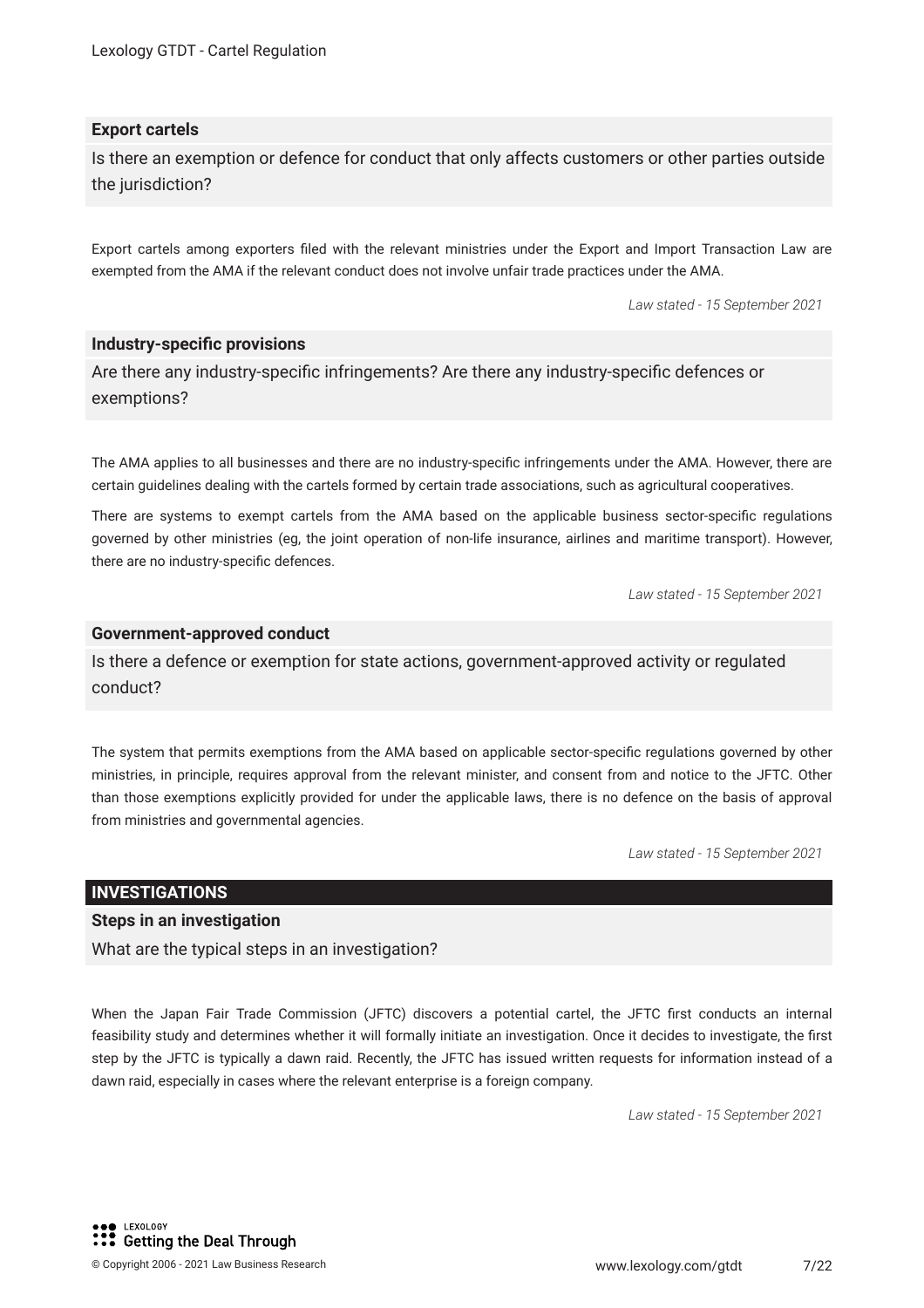### Export cartels

Is there an exemption or defence for conduct that only affects customers or other parties outside the jurisdiction?

Export cartels among exporters filed with the relevant ministries under the Export and Import Transaction Law are exempted from the AMA if the relevant conduct does not involve unfair trade practices under the AMA.

*Law stated - 15 September 2021*

### Industry-specific provisions

Are there any industry-specific infringements? Are there any industry-specific defences or exemptions?

The AMA applies to all businesses and there are no industry-specific infringements under the AMA. However, there are certain guidelines dealing with the cartels formed by certain trade associations, such as agricultural cooperatives.

There are systems to exempt cartels from the AMA based on the applicable business sector-specific regulations governed by other ministries (eg, the joint operation of non-life insurance, airlines and maritime transport). However, there are no industry-specific defences.

*Law stated - 15 September 2021*

### Government-approved conduct

Is there a defence or exemption for state actions, government-approved activity or regulated conduct?

The system that permits exemptions from the AMA based on applicable sector-specific regulations governed by other ministries, in principle, requires approval from the relevant minister, and consent from and notice to the JFTC. Other than those exemptions explicitly provided for under the applicable laws, there is no defence on the basis of approval from ministries and governmental agencies.

*Law stated - 15 September 2021*

## INVESTIGATIONS

### Steps in an investigation

What are the typical steps in an investigation?

When the Japan Fair Trade Commission (JFTC) discovers a potential cartel, the JFTC first conducts an internal feasibility study and determines whether it will formally initiate an investigation. Once it decides to investigate, the first step by the JFTC is typically a dawn raid. Recently, the JFTC has issued written requests for information instead of a dawn raid, especially in cases where the relevant enterprise is a foreign company.

*Law stated - 15 September 2021*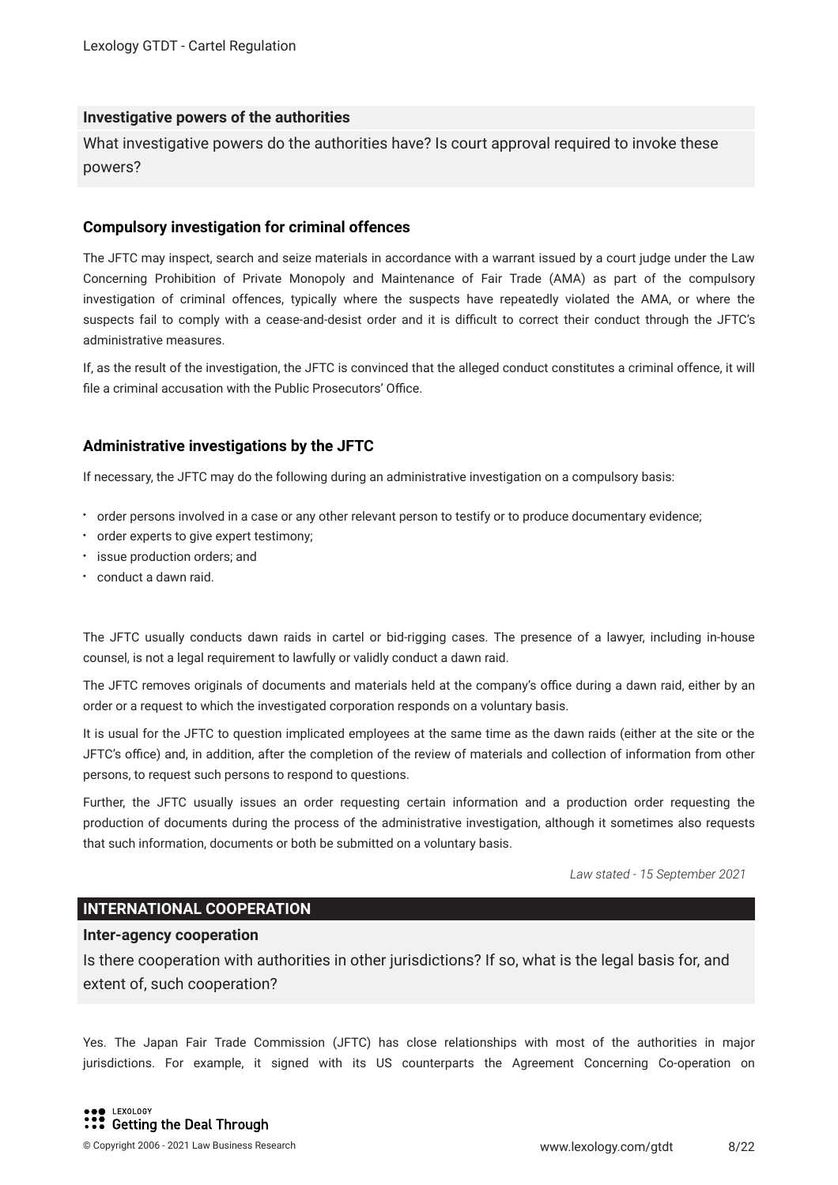## Investigative powers of the authorities

What investigative powers do the authorities have? Is court approval required to invoke these powers?

### Compulsory investigation for criminal offences

The JFTC may inspect, search and seize materials in accordance with a warrant issued by a court judge under the Law Concerning Prohibition of Private Monopoly and Maintenance of Fair Trade (AMA) as part of the compulsory investigation of criminal offences, typically where the suspects have repeatedly violated the AMA, or where the suspects fail to comply with a cease-and-desist order and it is difficult to correct their conduct through the JFTC's administrative measures.

If, as the result of the investigation, the JFTC is convinced that the alleged conduct constitutes a criminal offence, it will file a criminal accusation with the Public Prosecutors' Office.

### Administrative investigations by the JFTC

If necessary, the JFTC may do the following during an administrative investigation on a compulsory basis:

- order persons involved in a case or any other relevant person to testify or to produce documentary evidence;
- order experts to give expert testimony;
- issue production orders; and
- conduct a dawn raid.

The JFTC usually conducts dawn raids in cartel or bid-rigging cases. The presence of a lawyer, including in-house counsel, is not a legal requirement to lawfully or validly conduct a dawn raid.

The JFTC removes originals of documents and materials held at the company's office during a dawn raid, either by an order or a request to which the investigated corporation responds on a voluntary basis.

It is usual for the JFTC to question implicated employees at the same time as the dawn raids (either at the site or the JFTC's office) and, in addition, after the completion of the review of materials and collection of information from other persons, to request such persons to respond to questions.

Further, the JFTC usually issues an order requesting certain information and a production order requesting the production of documents during the process of the administrative investigation, although it sometimes also requests that such information, documents or both be submitted on a voluntary basis.

*Law stated - 15 September 2021*

# INTERNATIONAL COOPERATION

## Inter-agency cooperation

Is there cooperation with authorities in other jurisdictions? If so, what is the legal basis for, and extent of, such cooperation?

Yes. The Japan Fair Trade Commission (JFTC) has close relationships with most of the authorities in major jurisdictions. For example, it signed with its US counterparts the Agreement Concerning Co-operation on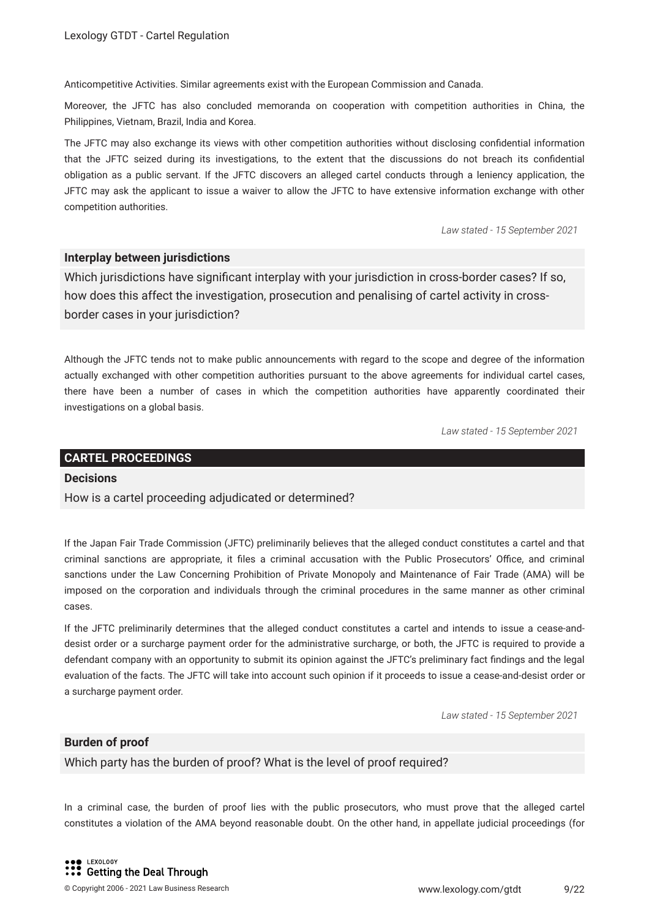Anticompetitive Activities. Similar agreements exist with the European Commission and Canada.

Moreover, the JFTC has also concluded memoranda on cooperation with competition authorities in China, the Philippines, Vietnam, Brazil, India and Korea.

The JFTC may also exchange its views with other competition authorities without disclosing confidential information that the JFTC seized during its investigations, to the extent that the discussions do not breach its confidential obligation as a public servant. If the JFTC discovers an alleged cartel conducts through a leniency application, the JFTC may ask the applicant to issue a waiver to allow the JFTC to have extensive information exchange with other competition authorities.

*Law stated - 15 September 2021*

### Interplay between jurisdictions

Which jurisdictions have significant interplay with your jurisdiction in cross-border cases? If so, how does this affect the investigation, prosecution and penalising of cartel activity in cross-border cases in your jurisdiction?

Although the JFTC tends not to make public announcements with regard to the scope and degree of the information actually exchanged with other competition authorities pursuant to the above agreements for individual cartel cases, there have been a number of cases in which the competition authorities have apparently coordinated their investigations on a global basis.

*Law stated - 15 September 2021*

## CARTEL PROCEEDINGS

### Decisions

How is a cartel proceeding adjudicated or determined?

If the Japan Fair Trade Commission (JFTC) preliminarily believes that the alleged conduct constitutes a cartel and that criminal sanctions are appropriate, it files a criminal accusation with the Public Prosecutors' Office, and criminal sanctions under the Law Concerning Prohibition of Private Monopoly and Maintenance of Fair Trade (AMA) will be imposed on the corporation and individuals through the criminal procedures in the same manner as other criminal cases.

If the JFTC preliminarily determines that the alleged conduct constitutes a cartel and intends to issue a cease-and-desist order or a surcharge payment order for the administrative surcharge, or both, the JFTC is required to provide a defendant company with an opportunity to submit its opinion against the JFTC's preliminary fact findings and the legal evaluation of the facts. The JFTC will take into account such opinion if it proceeds to issue a cease-and-desist order or a surcharge payment order.

*Law stated - 15 September 2021*

### Burden of proof

Which party has the burden of proof? What is the level of proof required?

In a criminal case, the burden of proof lies with the public prosecutors, who must prove that the alleged cartel constitutes a violation of the AMA beyond reasonable doubt. On the other hand, in appellate judicial proceedings (for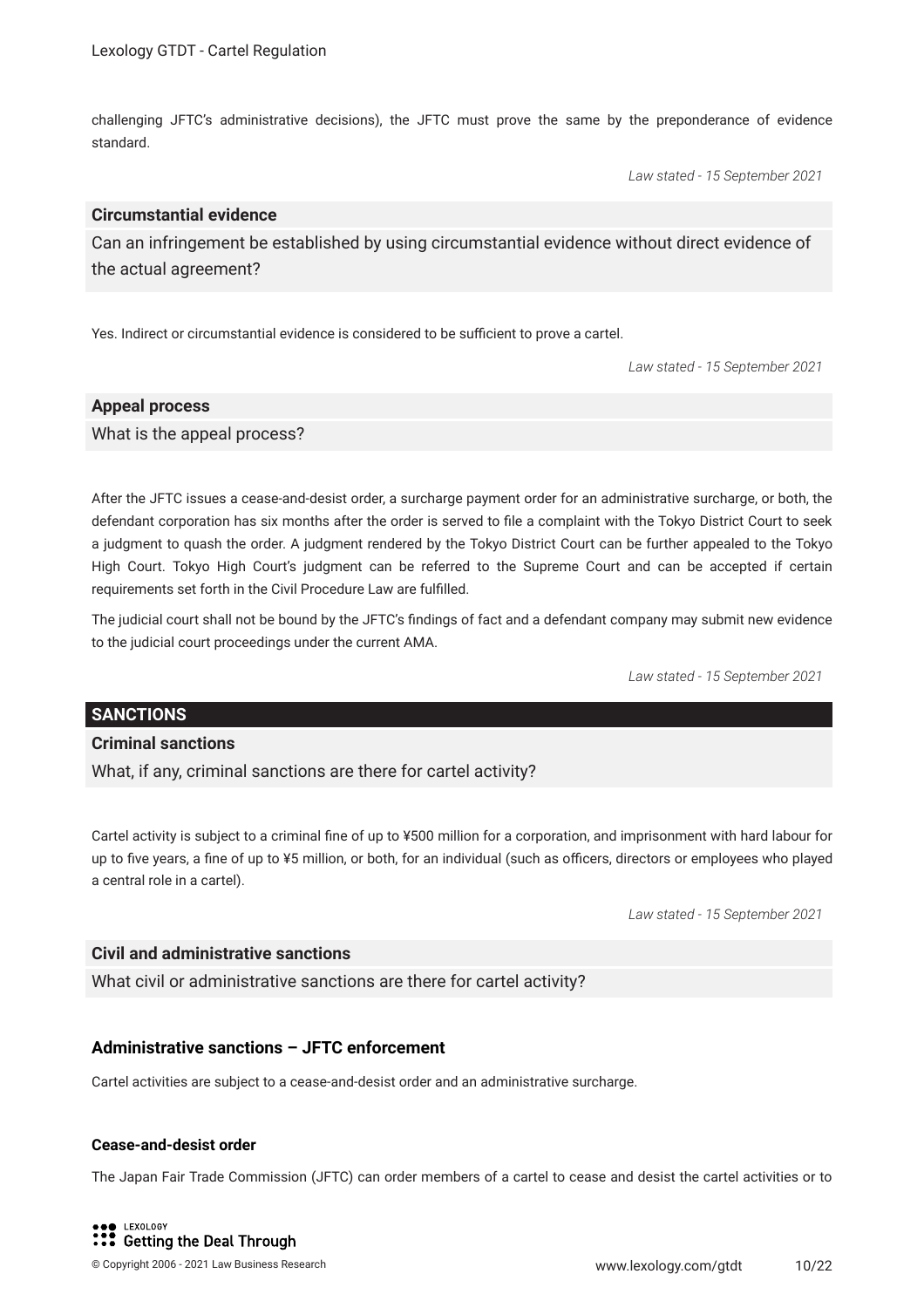challenging JFTC's administrative decisions), the JFTC must prove the same by the preponderance of evidence standard.

*Law stated - 15 September 2021*

### Circumstantial evidence

Can an infringement be established by using circumstantial evidence without direct evidence of the actual agreement?

Yes. Indirect or circumstantial evidence is considered to be sufficient to prove a cartel.

*Law stated - 15 September 2021*

### Appeal process

What is the appeal process?

After the JFTC issues a cease-and-desist order, a surcharge payment order for an administrative surcharge, or both, the defendant corporation has six months after the order is served to file a complaint with the Tokyo District Court to seek a judgment to quash the order. A judgment rendered by the Tokyo District Court can be further appealed to the Tokyo High Court. Tokyo High Court's judgment can be referred to the Supreme Court and can be accepted if certain requirements set forth in the Civil Procedure Law are fulfilled.

The judicial court shall not be bound by the JFTC's findings of fact and a defendant company may submit new evidence to the judicial court proceedings under the current AMA.

*Law stated - 15 September 2021*

## SANCTIONS

### Criminal sanctions

What, if any, criminal sanctions are there for cartel activity?

Cartel activity is subject to a criminal fine of up to ¥500 million for a corporation, and imprisonment with hard labour for up to five years, a fine of up to ¥5 million, or both, for an individual (such as officers, directors or employees who played a central role in a cartel).

*Law stated - 15 September 2021*

### Civil and administrative sanctions

What civil or administrative sanctions are there for cartel activity?

#### Administrative sanctions – JFTC enforcement

Cartel activities are subject to a cease-and-desist order and an administrative surcharge.

**Cease-and-desist order**

The Japan Fair Trade Commission (JFTC) can order members of a cartel to cease and desist the cartel activities or to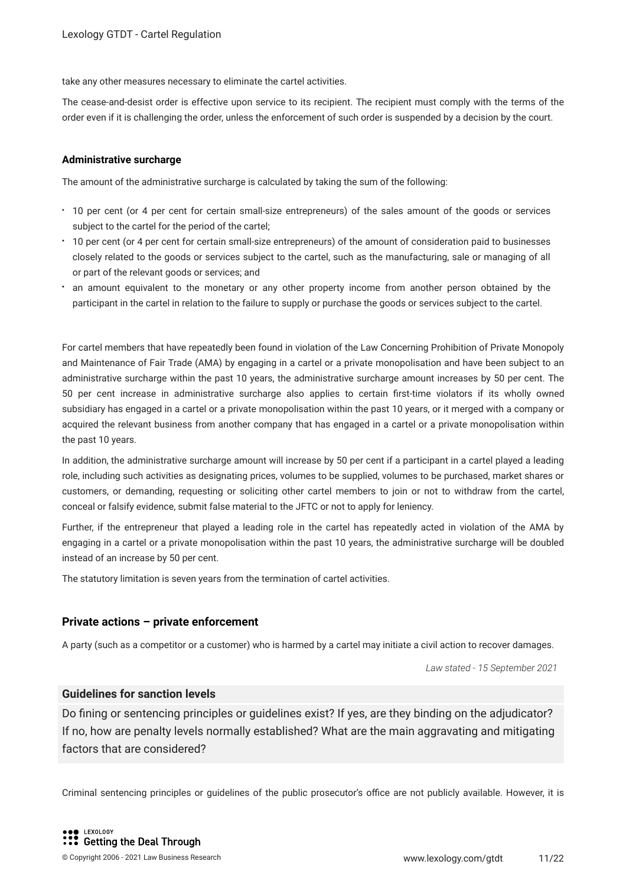take any other measures necessary to eliminate the cartel activities.

The cease-and-desist order is effective upon service to its recipient. The recipient must comply with the terms of the order even if it is challenging the order, unless the enforcement of such order is suspended by a decision by the court.

**Administrative surcharge**

The amount of the administrative surcharge is calculated by taking the sum of the following:

- 10 per cent (or 4 per cent for certain small-size entrepreneurs) of the sales amount of the goods or services subject to the cartel for the period of the cartel;
- 10 per cent (or 4 per cent for certain small-size entrepreneurs) of the amount of consideration paid to businesses closely related to the goods or services subject to the cartel, such as the manufacturing, sale or managing of all or part of the relevant goods or services; and
- an amount equivalent to the monetary or any other property income from another person obtained by the participant in the cartel in relation to the failure to supply or purchase the goods or services subject to the cartel.

For cartel members that have repeatedly been found in violation of the Law Concerning Prohibition of Private Monopoly and Maintenance of Fair Trade (AMA) by engaging in a cartel or a private monopolisation and have been subject to an administrative surcharge within the past 10 years, the administrative surcharge amount increases by 50 per cent. The 50 per cent increase in administrative surcharge also applies to certain first-time violators if its wholly owned subsidiary has engaged in a cartel or a private monopolisation within the past 10 years, or it merged with a company or acquired the relevant business from another company that has engaged in a cartel or a private monopolisation within the past 10 years.

In addition, the administrative surcharge amount will increase by 50 per cent if a participant in a cartel played a leading role, including such activities as designating prices, volumes to be supplied, volumes to be purchased, market shares or customers, or demanding, requesting or soliciting other cartel members to join or not to withdraw from the cartel, conceal or falsify evidence, submit false material to the JFTC or not to apply for leniency.

Further, if the entrepreneur that played a leading role in the cartel has repeatedly acted in violation of the AMA by engaging in a cartel or a private monopolisation within the past 10 years, the administrative surcharge will be doubled instead of an increase by 50 per cent.

The statutory limitation is seven years from the termination of cartel activities.

### Private actions – private enforcement

A party (such as a competitor or a customer) who is harmed by a cartel may initiate a civil action to recover damages.

*Law stated - 15 September 2021*

### Guidelines for sanction levels

Do fining or sentencing principles or guidelines exist? If yes, are they binding on the adjudicator? If no, how are penalty levels normally established? What are the main aggravating and mitigating factors that are considered?

Criminal sentencing principles or guidelines of the public prosecutor's office are not publicly available. However, it is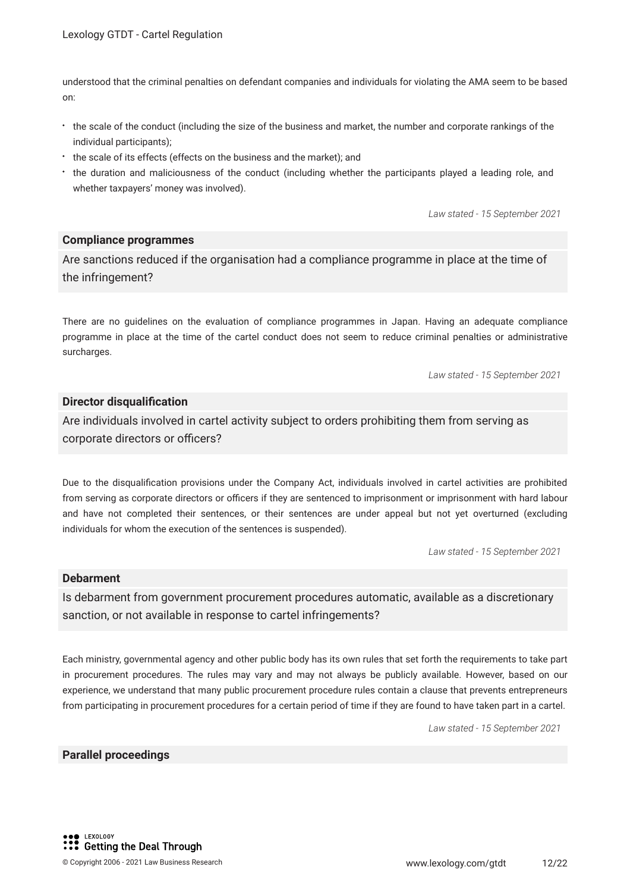understood that the criminal penalties on defendant companies and individuals for violating the AMA seem to be based on:

- the scale of the conduct (including the size of the business and market, the number and corporate rankings of the individual participants);
- the scale of its effects (effects on the business and the market); and
- the duration and maliciousness of the conduct (including whether the participants played a leading role, and whether taxpayers' money was involved).

*Law stated - 15 September 2021*

### Compliance programmes

Are sanctions reduced if the organisation had a compliance programme in place at the time of the infringement?

There are no guidelines on the evaluation of compliance programmes in Japan. Having an adequate compliance programme in place at the time of the cartel conduct does not seem to reduce criminal penalties or administrative surcharges.

*Law stated - 15 September 2021*

### Director disqualification

Are individuals involved in cartel activity subject to orders prohibiting them from serving as corporate directors or officers?

Due to the disqualification provisions under the Company Act, individuals involved in cartel activities are prohibited from serving as corporate directors or officers if they are sentenced to imprisonment or imprisonment with hard labour and have not completed their sentences, or their sentences are under appeal but not yet overturned (excluding individuals for whom the execution of the sentences is suspended).

*Law stated - 15 September 2021*

### Debarment

Is debarment from government procurement procedures automatic, available as a discretionary sanction, or not available in response to cartel infringements?

Each ministry, governmental agency and other public body has its own rules that set forth the requirements to take part in procurement procedures. The rules may vary and may not always be publicly available. However, based on our experience, we understand that many public procurement procedure rules contain a clause that prevents entrepreneurs from participating in procurement procedures for a certain period of time if they are found to have taken part in a cartel.

*Law stated - 15 September 2021*

### Parallel proceedings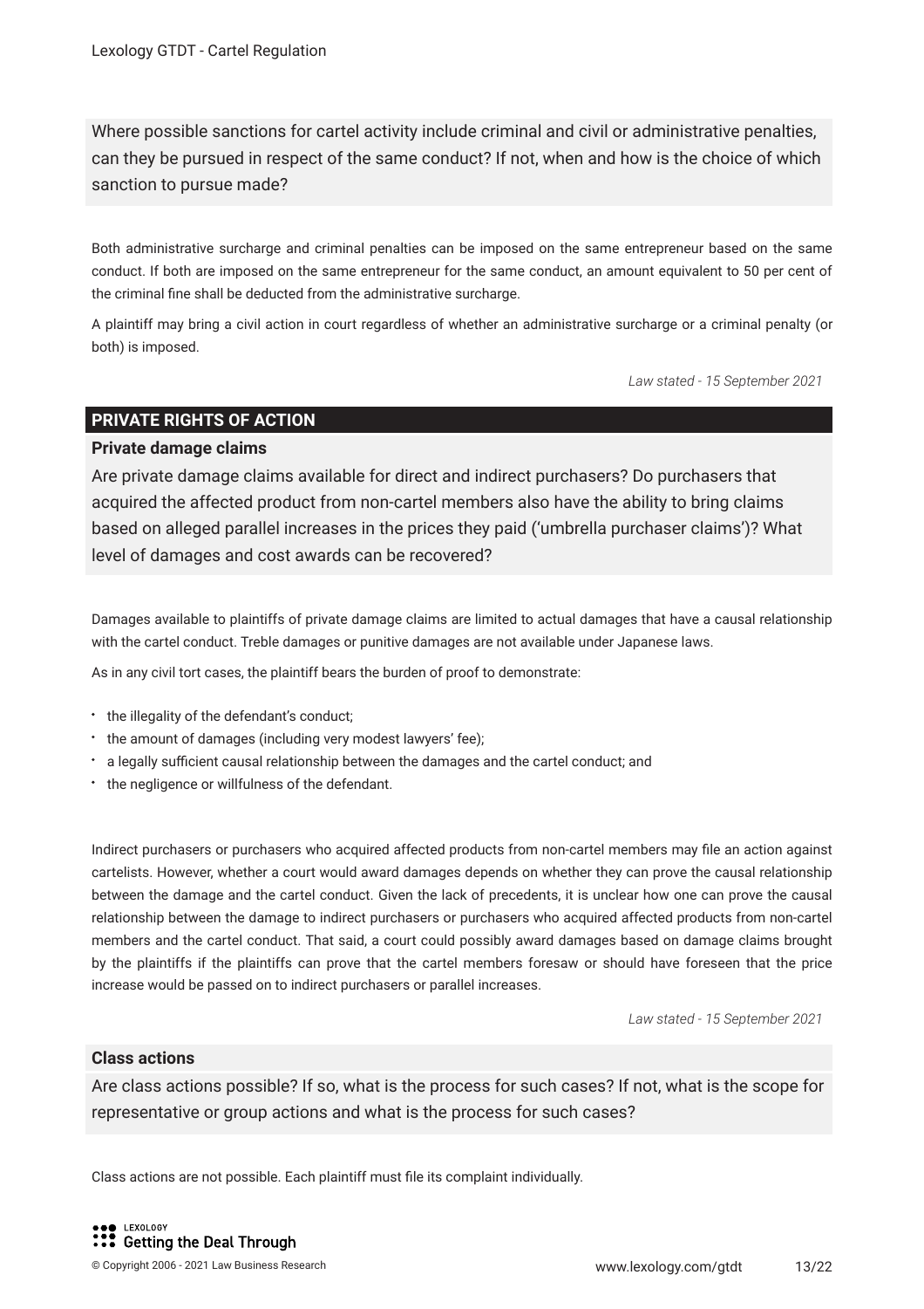Where possible sanctions for cartel activity include criminal and civil or administrative penalties, can they be pursued in respect of the same conduct? If not, when and how is the choice of which sanction to pursue made?

Both administrative surcharge and criminal penalties can be imposed on the same entrepreneur based on the same conduct. If both are imposed on the same entrepreneur for the same conduct, an amount equivalent to 50 per cent of the criminal fine shall be deducted from the administrative surcharge.

A plaintiff may bring a civil action in court regardless of whether an administrative surcharge or a criminal penalty (or both) is imposed.

*Law stated - 15 September 2021*

## PRIVATE RIGHTS OF ACTION

### Private damage claims

Are private damage claims available for direct and indirect purchasers? Do purchasers that acquired the affected product from non-cartel members also have the ability to bring claims based on alleged parallel increases in the prices they paid ('umbrella purchaser claims')? What level of damages and cost awards can be recovered?

Damages available to plaintiffs of private damage claims are limited to actual damages that have a causal relationship with the cartel conduct. Treble damages or punitive damages are not available under Japanese laws.

As in any civil tort cases, the plaintiff bears the burden of proof to demonstrate:

- the illegality of the defendant's conduct;
- the amount of damages (including very modest lawyers' fee);
- a legally sufficient causal relationship between the damages and the cartel conduct; and
- the negligence or willfulness of the defendant.

Indirect purchasers or purchasers who acquired affected products from non-cartel members may file an action against cartelists. However, whether a court would award damages depends on whether they can prove the causal relationship between the damage and the cartel conduct. Given the lack of precedents, it is unclear how one can prove the causal relationship between the damage to indirect purchasers or purchasers who acquired affected products from non-cartel members and the cartel conduct. That said, a court could possibly award damages based on damage claims brought by the plaintiffs if the plaintiffs can prove that the cartel members foresaw or should have foreseen that the price increase would be passed on to indirect purchasers or parallel increases.

*Law stated - 15 September 2021*

### Class actions

Are class actions possible? If so, what is the process for such cases? If not, what is the scope for representative or group actions and what is the process for such cases?

Class actions are not possible. Each plaintiff must file its complaint individually.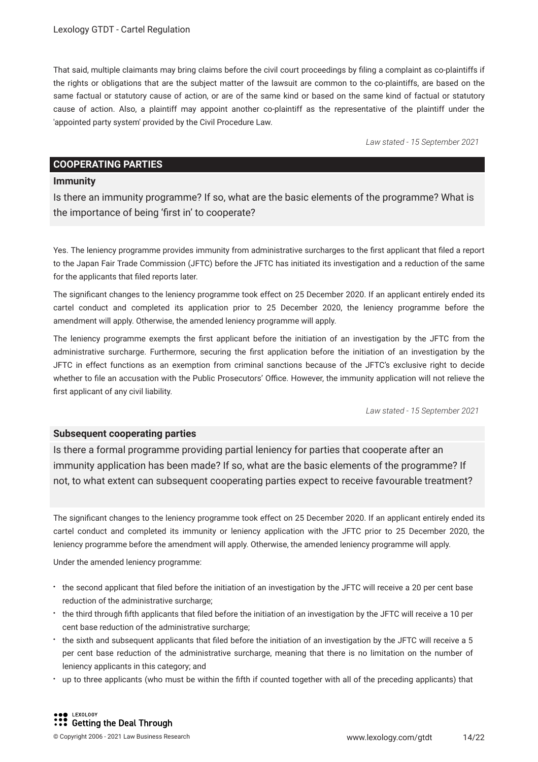That said, multiple claimants may bring claims before the civil court proceedings by filing a complaint as co-plaintiffs if the rights or obligations that are the subject matter of the lawsuit are common to the co-plaintiffs, are based on the same factual or statutory cause of action, or are of the same kind or based on the same kind of factual or statutory cause of action. Also, a plaintiff may appoint another co-plaintiff as the representative of the plaintiff under the 'appointed party system' provided by the Civil Procedure Law.

*Law stated - 15 September 2021*

## COOPERATING PARTIES

### Immunity

Is there an immunity programme? If so, what are the basic elements of the programme? What is the importance of being 'first in' to cooperate?

Yes. The leniency programme provides immunity from administrative surcharges to the first applicant that filed a report to the Japan Fair Trade Commission (JFTC) before the JFTC has initiated its investigation and a reduction of the same for the applicants that filed reports later.

The significant changes to the leniency programme took effect on 25 December 2020. If an applicant entirely ended its cartel conduct and completed its application prior to 25 December 2020, the leniency programme before the amendment will apply. Otherwise, the amended leniency programme will apply.

The leniency programme exempts the first applicant before the initiation of an investigation by the JFTC from the administrative surcharge. Furthermore, securing the first application before the initiation of an investigation by the JFTC in effect functions as an exemption from criminal sanctions because of the JFTC's exclusive right to decide whether to file an accusation with the Public Prosecutors' Office. However, the immunity application will not relieve the first applicant of any civil liability.

*Law stated - 15 September 2021*

### Subsequent cooperating parties

Is there a formal programme providing partial leniency for parties that cooperate after an immunity application has been made? If so, what are the basic elements of the programme? If not, to what extent can subsequent cooperating parties expect to receive favourable treatment?

The significant changes to the leniency programme took effect on 25 December 2020. If an applicant entirely ended its cartel conduct and completed its immunity or leniency application with the JFTC prior to 25 December 2020, the leniency programme before the amendment will apply. Otherwise, the amended leniency programme will apply.

Under the amended leniency programme:

- the second applicant that filed before the initiation of an investigation by the JFTC will receive a 20 per cent base reduction of the administrative surcharge;
- the third through fifth applicants that filed before the initiation of an investigation by the JFTC will receive a 10 per cent base reduction of the administrative surcharge;
- the sixth and subsequent applicants that filed before the initiation of an investigation by the JFTC will receive a 5 per cent base reduction of the administrative surcharge, meaning that there is no limitation on the number of leniency applicants in this category; and
- up to three applicants (who must be within the fifth if counted together with all of the preceding applicants) that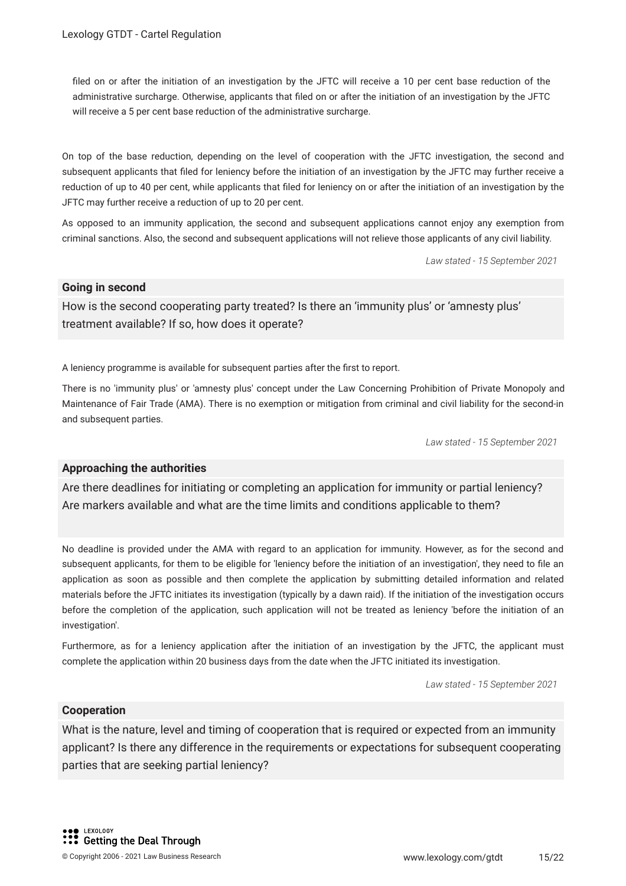filed on or after the initiation of an investigation by the JFTC will receive a 10 per cent base reduction of the administrative surcharge. Otherwise, applicants that filed on or after the initiation of an investigation by the JFTC will receive a 5 per cent base reduction of the administrative surcharge.

On top of the base reduction, depending on the level of cooperation with the JFTC investigation, the second and subsequent applicants that filed for leniency before the initiation of an investigation by the JFTC may further receive a reduction of up to 40 per cent, while applicants that filed for leniency on or after the initiation of an investigation by the JFTC may further receive a reduction of up to 20 per cent.

As opposed to an immunity application, the second and subsequent applications cannot enjoy any exemption from criminal sanctions. Also, the second and subsequent applications will not relieve those applicants of any civil liability.

*Law stated - 15 September 2021*

### Going in second

How is the second cooperating party treated? Is there an 'immunity plus' or 'amnesty plus' treatment available? If so, how does it operate?

A leniency programme is available for subsequent parties after the first to report.

There is no 'immunity plus' or 'amnesty plus' concept under the Law Concerning Prohibition of Private Monopoly and Maintenance of Fair Trade (AMA). There is no exemption or mitigation from criminal and civil liability for the second-in and subsequent parties.

*Law stated - 15 September 2021*

### Approaching the authorities

Are there deadlines for initiating or completing an application for immunity or partial leniency? Are markers available and what are the time limits and conditions applicable to them?

No deadline is provided under the AMA with regard to an application for immunity. However, as for the second and subsequent applicants, for them to be eligible for 'leniency before the initiation of an investigation', they need to file an application as soon as possible and then complete the application by submitting detailed information and related materials before the JFTC initiates its investigation (typically by a dawn raid). If the initiation of the investigation occurs before the completion of the application, such application will not be treated as leniency 'before the initiation of an investigation'.

Furthermore, as for a leniency application after the initiation of an investigation by the JFTC, the applicant must complete the application within 20 business days from the date when the JFTC initiated its investigation.

*Law stated - 15 September 2021*

### Cooperation

What is the nature, level and timing of cooperation that is required or expected from an immunity applicant? Is there any difference in the requirements or expectations for subsequent cooperating parties that are seeking partial leniency?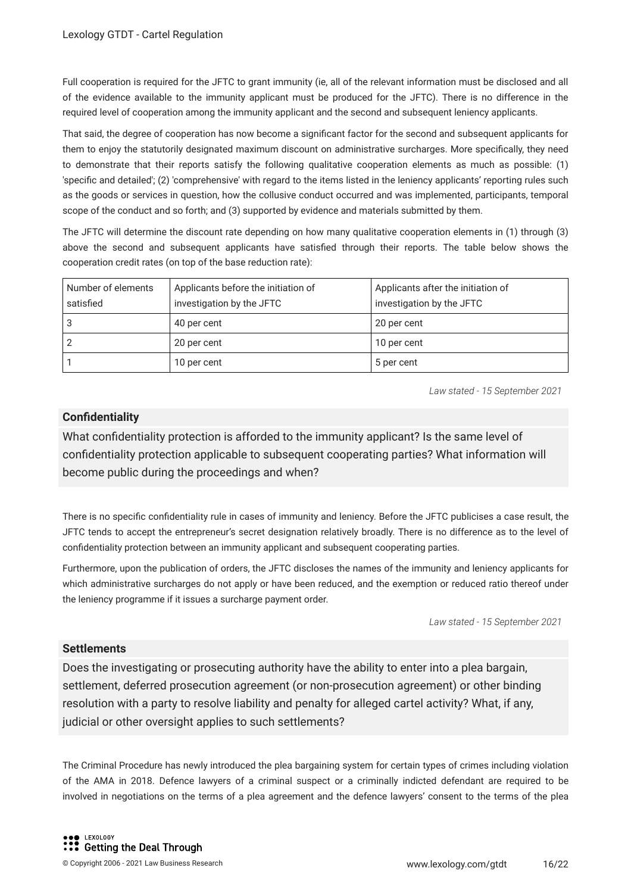Full cooperation is required for the JFTC to grant immunity (ie, all of the relevant information must be disclosed and all of the evidence available to the immunity applicant must be produced for the JFTC). There is no difference in the required level of cooperation among the immunity applicant and the second and subsequent leniency applicants.

That said, the degree of cooperation has now become a significant factor for the second and subsequent applicants for them to enjoy the statutorily designated maximum discount on administrative surcharges. More specifically, they need to demonstrate that their reports satisfy the following qualitative cooperation elements as much as possible: (1) 'specific and detailed'; (2) 'comprehensive' with regard to the items listed in the leniency applicants' reporting rules such as the goods or services in question, how the collusive conduct occurred and was implemented, participants, temporal scope of the conduct and so forth; and (3) supported by evidence and materials submitted by them.

The JFTC will determine the discount rate depending on how many qualitative cooperation elements in (1) through (3) above the second and subsequent applicants have satisfied through their reports. The table below shows the cooperation credit rates (on top of the base reduction rate):

| Number of elements satisfied | Applicants before the initiation of investigation by the JFTC | Applicants after the initiation of investigation by the JFTC |
|---|---|---|
| 3 | 40 per cent | 20 per cent |
| 2 | 20 per cent | 10 per cent |
| 1 | 10 per cent | 5 per cent |

*Law stated - 15 September 2021*

### Confidentiality

What confidentiality protection is afforded to the immunity applicant? Is the same level of confidentiality protection applicable to subsequent cooperating parties? What information will become public during the proceedings and when?

There is no specific confidentiality rule in cases of immunity and leniency. Before the JFTC publicises a case result, the JFTC tends to accept the entrepreneur's secret designation relatively broadly. There is no difference as to the level of confidentiality protection between an immunity applicant and subsequent cooperating parties.

Furthermore, upon the publication of orders, the JFTC discloses the names of the immunity and leniency applicants for which administrative surcharges do not apply or have been reduced, and the exemption or reduced ratio thereof under the leniency programme if it issues a surcharge payment order.

*Law stated - 15 September 2021*

### Settlements

Does the investigating or prosecuting authority have the ability to enter into a plea bargain, settlement, deferred prosecution agreement (or non-prosecution agreement) or other binding resolution with a party to resolve liability and penalty for alleged cartel activity? What, if any, judicial or other oversight applies to such settlements?

The Criminal Procedure has newly introduced the plea bargaining system for certain types of crimes including violation of the AMA in 2018. Defence lawyers of a criminal suspect or a criminally indicted defendant are required to be involved in negotiations on the terms of a plea agreement and the defence lawyers' consent to the terms of the plea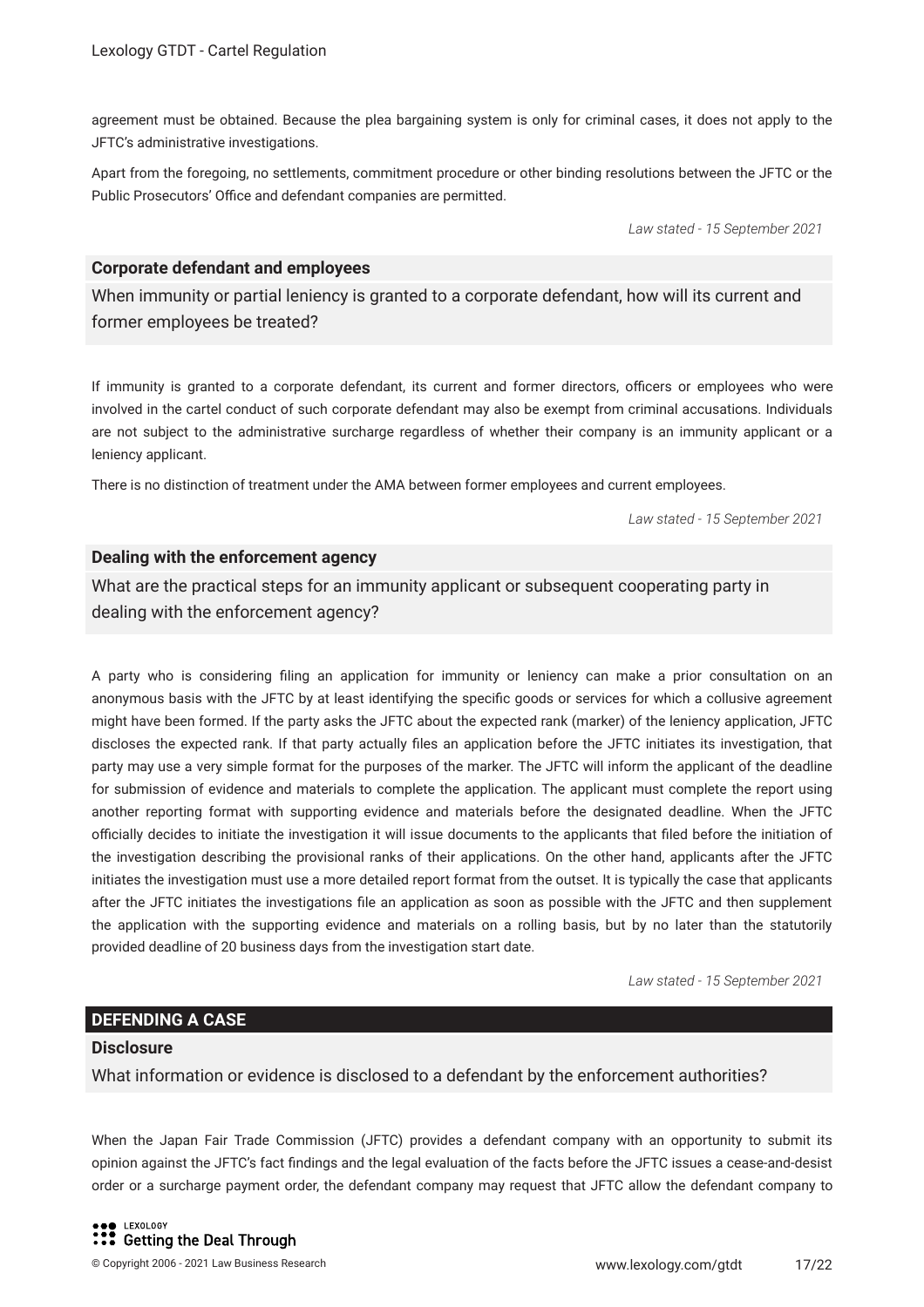agreement must be obtained. Because the plea bargaining system is only for criminal cases, it does not apply to the JFTC's administrative investigations.

Apart from the foregoing, no settlements, commitment procedure or other binding resolutions between the JFTC or the Public Prosecutors' Office and defendant companies are permitted.

*Law stated - 15 September 2021*

### Corporate defendant and employees

When immunity or partial leniency is granted to a corporate defendant, how will its current and former employees be treated?

If immunity is granted to a corporate defendant, its current and former directors, officers or employees who were involved in the cartel conduct of such corporate defendant may also be exempt from criminal accusations. Individuals are not subject to the administrative surcharge regardless of whether their company is an immunity applicant or a leniency applicant.

There is no distinction of treatment under the AMA between former employees and current employees.

*Law stated - 15 September 2021*

### Dealing with the enforcement agency

What are the practical steps for an immunity applicant or subsequent cooperating party in dealing with the enforcement agency?

A party who is considering filing an application for immunity or leniency can make a prior consultation on an anonymous basis with the JFTC by at least identifying the specific goods or services for which a collusive agreement might have been formed. If the party asks the JFTC about the expected rank (marker) of the leniency application, JFTC discloses the expected rank. If that party actually files an application before the JFTC initiates its investigation, that party may use a very simple format for the purposes of the marker. The JFTC will inform the applicant of the deadline for submission of evidence and materials to complete the application. The applicant must complete the report using another reporting format with supporting evidence and materials before the designated deadline. When the JFTC officially decides to initiate the investigation it will issue documents to the applicants that filed before the initiation of the investigation describing the provisional ranks of their applications. On the other hand, applicants after the JFTC initiates the investigation must use a more detailed report format from the outset. It is typically the case that applicants after the JFTC initiates the investigations file an application as soon as possible with the JFTC and then supplement the application with the supporting evidence and materials on a rolling basis, but by no later than the statutorily provided deadline of 20 business days from the investigation start date.

*Law stated - 15 September 2021*

## DEFENDING A CASE

### Disclosure

What information or evidence is disclosed to a defendant by the enforcement authorities?

When the Japan Fair Trade Commission (JFTC) provides a defendant company with an opportunity to submit its opinion against the JFTC's fact findings and the legal evaluation of the facts before the JFTC issues a cease-and-desist order or a surcharge payment order, the defendant company may request that JFTC allow the defendant company to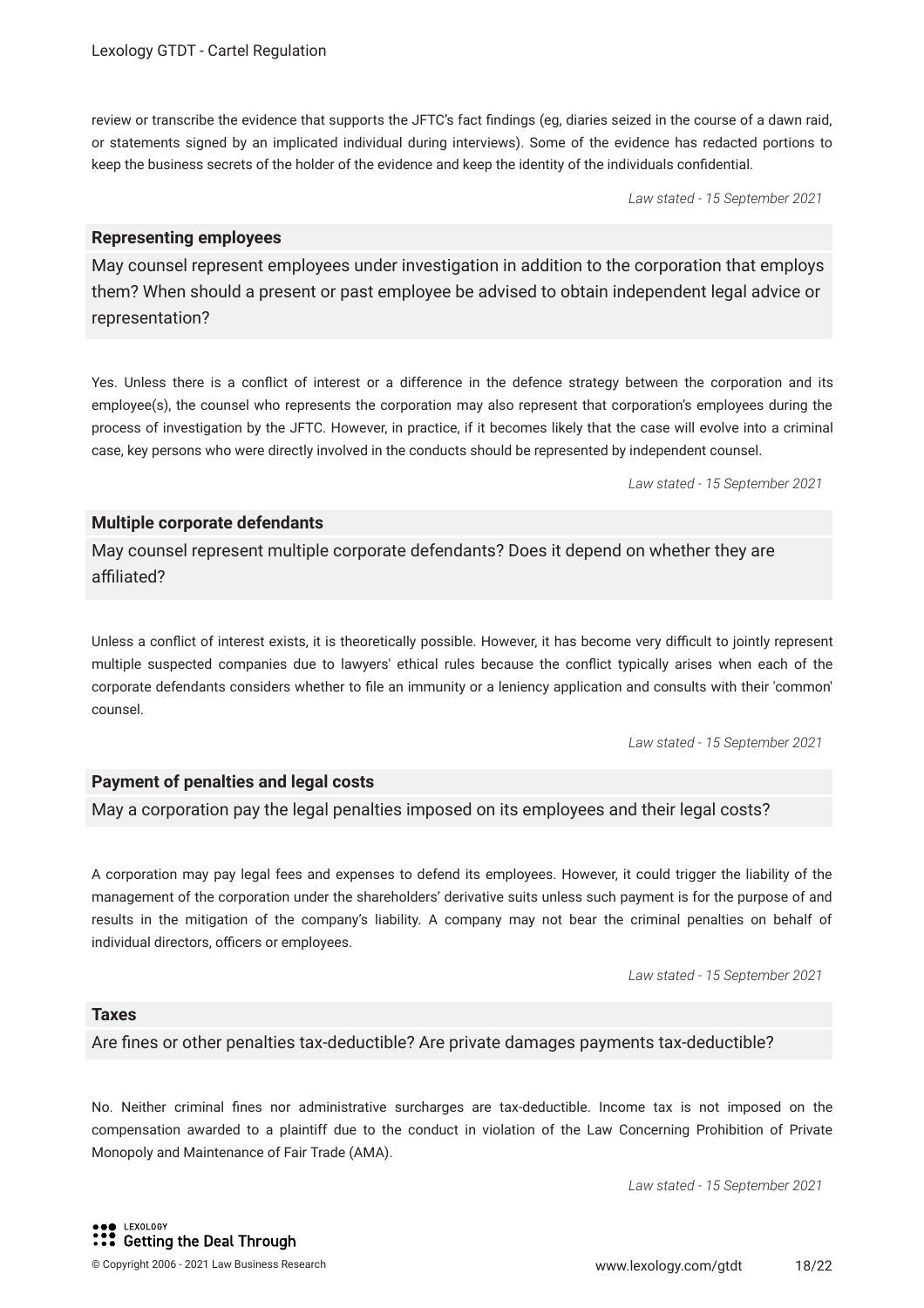review or transcribe the evidence that supports the JFTC's fact findings (eg, diaries seized in the course of a dawn raid, or statements signed by an implicated individual during interviews). Some of the evidence has redacted portions to keep the business secrets of the holder of the evidence and keep the identity of the individuals confidential.

*Law stated - 15 September 2021*

### Representing employees

May counsel represent employees under investigation in addition to the corporation that employs them? When should a present or past employee be advised to obtain independent legal advice or representation?

Yes. Unless there is a conflict of interest or a difference in the defence strategy between the corporation and its employee(s), the counsel who represents the corporation may also represent that corporation's employees during the process of investigation by the JFTC. However, in practice, if it becomes likely that the case will evolve into a criminal case, key persons who were directly involved in the conducts should be represented by independent counsel.

*Law stated - 15 September 2021*

### Multiple corporate defendants

May counsel represent multiple corporate defendants? Does it depend on whether they are affiliated?

Unless a conflict of interest exists, it is theoretically possible. However, it has become very difficult to jointly represent multiple suspected companies due to lawyers' ethical rules because the conflict typically arises when each of the corporate defendants considers whether to file an immunity or a leniency application and consults with their 'common' counsel.

*Law stated - 15 September 2021*

### Payment of penalties and legal costs

May a corporation pay the legal penalties imposed on its employees and their legal costs?

A corporation may pay legal fees and expenses to defend its employees. However, it could trigger the liability of the management of the corporation under the shareholders' derivative suits unless such payment is for the purpose of and results in the mitigation of the company's liability. A company may not bear the criminal penalties on behalf of individual directors, officers or employees.

*Law stated - 15 September 2021*

### Taxes

Are fines or other penalties tax-deductible? Are private damages payments tax-deductible?

No. Neither criminal fines nor administrative surcharges are tax-deductible. Income tax is not imposed on the compensation awarded to a plaintiff due to the conduct in violation of the Law Concerning Prohibition of Private Monopoly and Maintenance of Fair Trade (AMA).

*Law stated - 15 September 2021*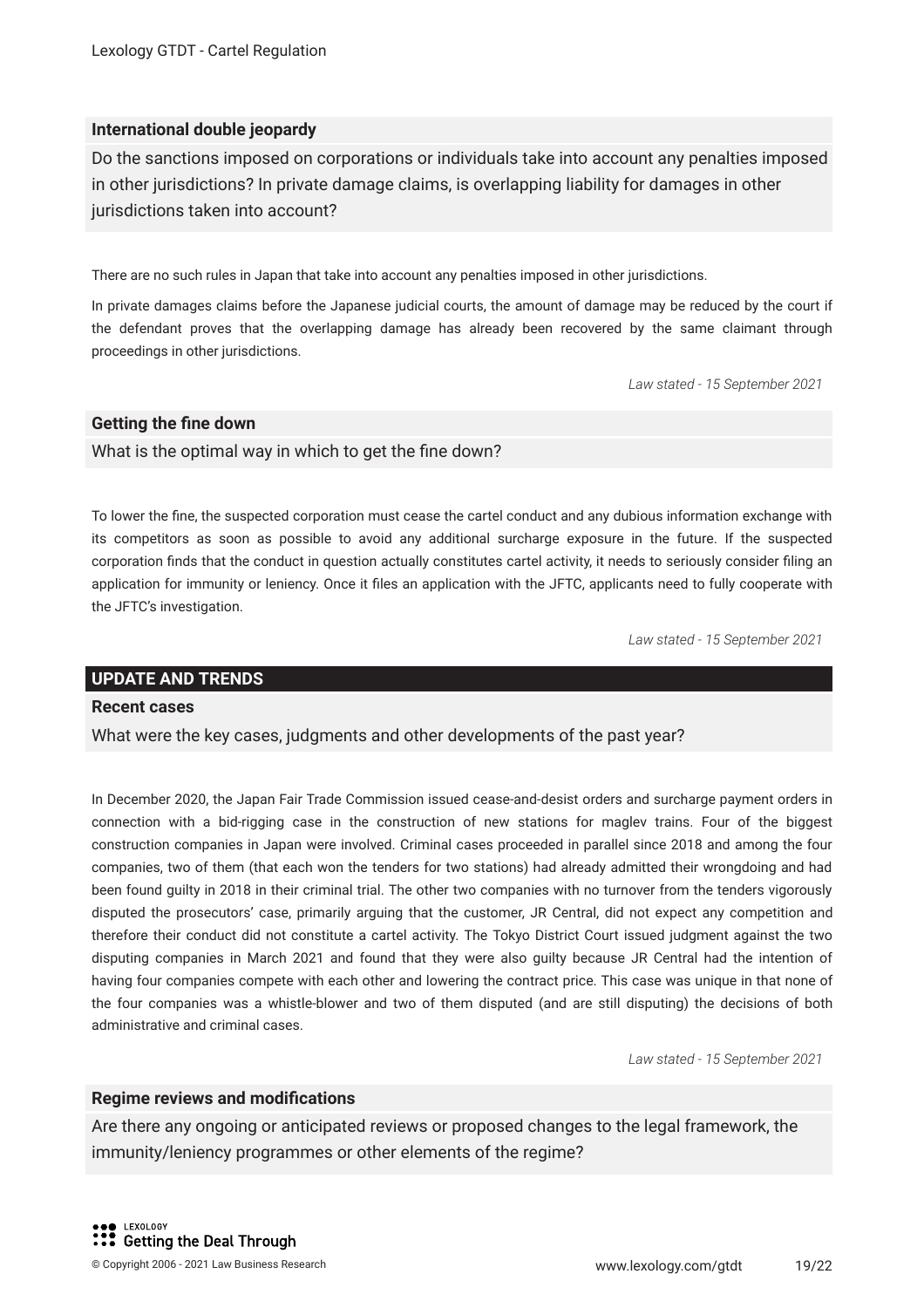### International double jeopardy

Do the sanctions imposed on corporations or individuals take into account any penalties imposed in other jurisdictions? In private damage claims, is overlapping liability for damages in other jurisdictions taken into account?

There are no such rules in Japan that take into account any penalties imposed in other jurisdictions.

In private damages claims before the Japanese judicial courts, the amount of damage may be reduced by the court if the defendant proves that the overlapping damage has already been recovered by the same claimant through proceedings in other jurisdictions.

*Law stated - 15 September 2021*

### Getting the fine down

What is the optimal way in which to get the fine down?

To lower the fine, the suspected corporation must cease the cartel conduct and any dubious information exchange with its competitors as soon as possible to avoid any additional surcharge exposure in the future. If the suspected corporation finds that the conduct in question actually constitutes cartel activity, it needs to seriously consider filing an application for immunity or leniency. Once it files an application with the JFTC, applicants need to fully cooperate with the JFTC's investigation.

*Law stated - 15 September 2021*

## UPDATE AND TRENDS

### Recent cases

What were the key cases, judgments and other developments of the past year?

In December 2020, the Japan Fair Trade Commission issued cease-and-desist orders and surcharge payment orders in connection with a bid-rigging case in the construction of new stations for maglev trains. Four of the biggest construction companies in Japan were involved. Criminal cases proceeded in parallel since 2018 and among the four companies, two of them (that each won the tenders for two stations) had already admitted their wrongdoing and had been found guilty in 2018 in their criminal trial. The other two companies with no turnover from the tenders vigorously disputed the prosecutors' case, primarily arguing that the customer, JR Central, did not expect any competition and therefore their conduct did not constitute a cartel activity. The Tokyo District Court issued judgment against the two disputing companies in March 2021 and found that they were also guilty because JR Central had the intention of having four companies compete with each other and lowering the contract price. This case was unique in that none of the four companies was a whistle-blower and two of them disputed (and are still disputing) the decisions of both administrative and criminal cases.

*Law stated - 15 September 2021*

### Regime reviews and modifications

Are there any ongoing or anticipated reviews or proposed changes to the legal framework, the immunity/leniency programmes or other elements of the regime?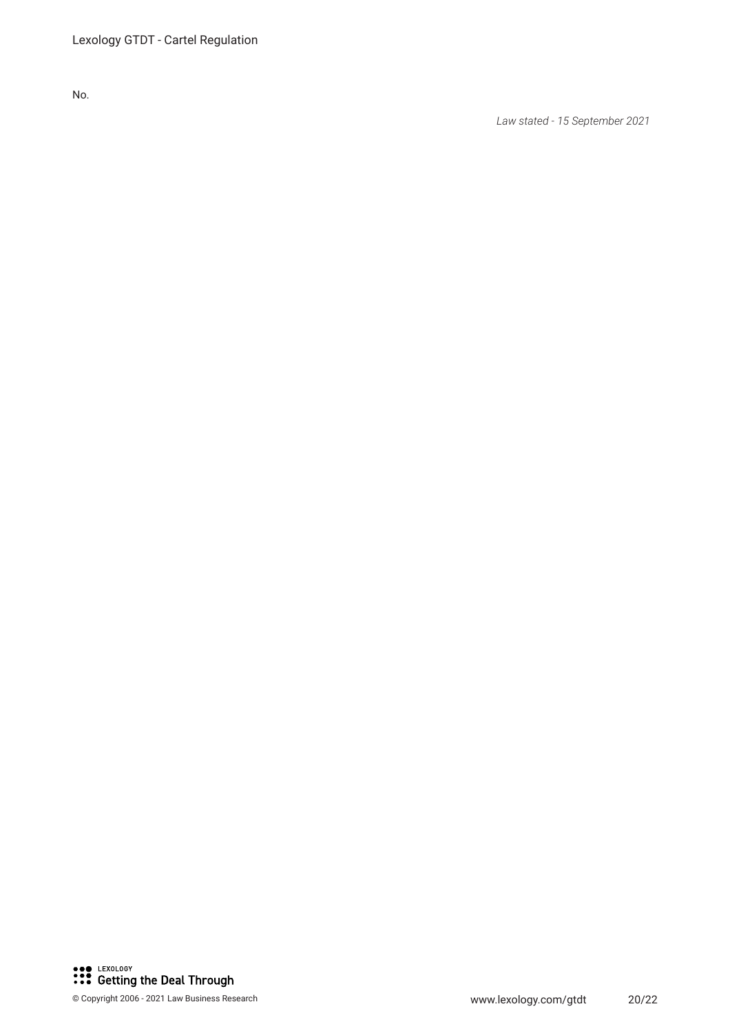No.

*Law stated - 15 September 2021*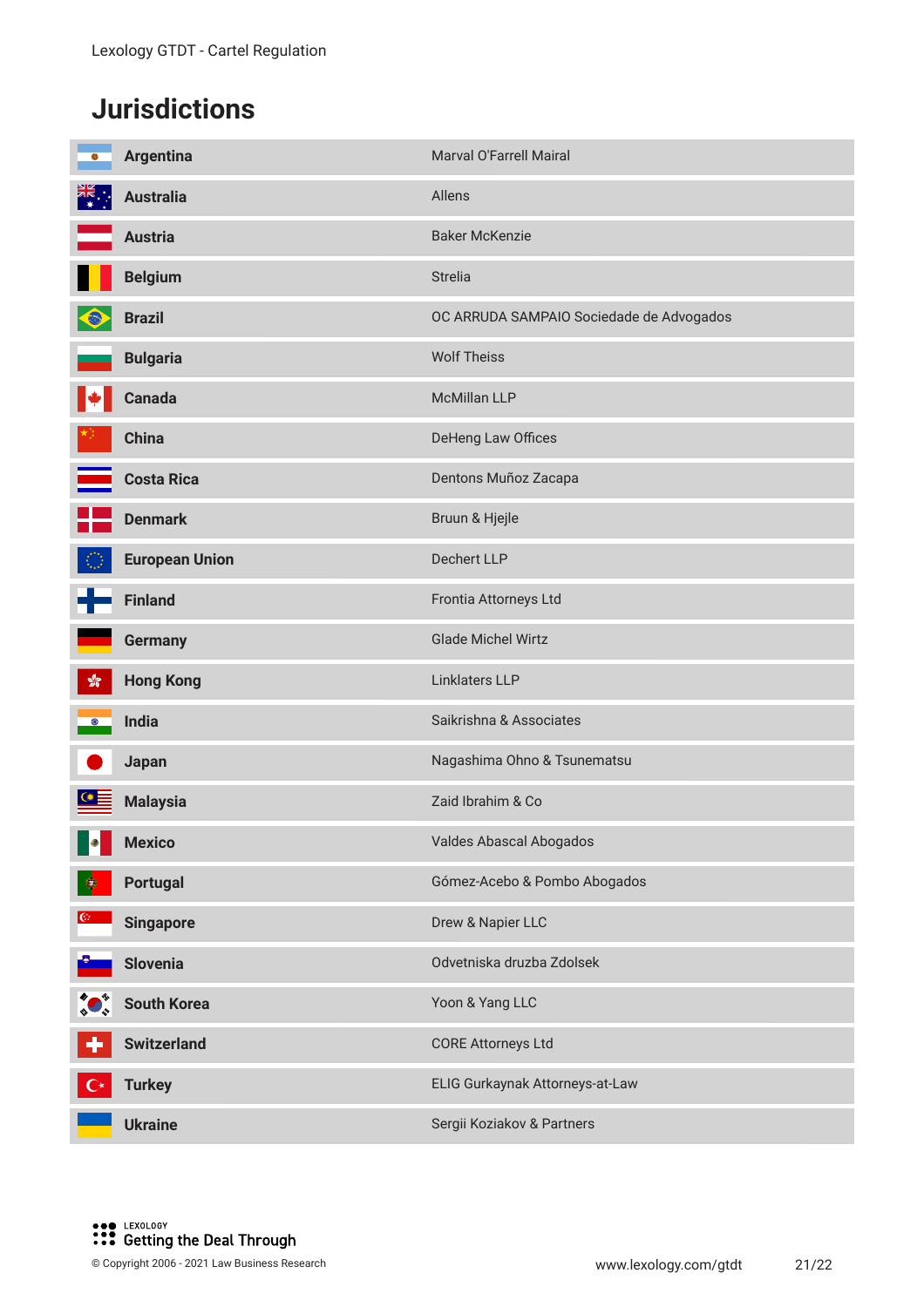# Jurisdictions

| | |
|---|---|
| Argentina | Marval O'Farrell Mairal |
| Australia | Allens |
| Austria | Baker McKenzie |
| Belgium | Strelia |
| Brazil | OC ARRUDA SAMPAIO Sociedade de Advogados |
| Bulgaria | Wolf Theiss |
| Canada | McMillan LLP |
| China | DeHeng Law Offices |
| Costa Rica | Dentons Muñoz Zacapa |
| Denmark | Bruun & Hjejle |
| European Union | Dechert LLP |
| Finland | Frontia Attorneys Ltd |
| Germany | Glade Michel Wirtz |
| Hong Kong | Linklaters LLP |
| India | Saikrishna & Associates |
| Japan | Nagashima Ohno & Tsunematsu |
| Malaysia | Zaid Ibrahim & Co |
| Mexico | Valdes Abascal Abogados |
| Portugal | Gómez-Acebo & Pombo Abogados |
| Singapore | Drew & Napier LLC |
| Slovenia | Odvetniska druzba Zdolsek |
| South Korea | Yoon & Yang LLC |
| Switzerland | CORE Attorneys Ltd |
| Turkey | ELIG Gurkaynak Attorneys-at-Law |
| Ukraine | Sergii Koziakov & Partners |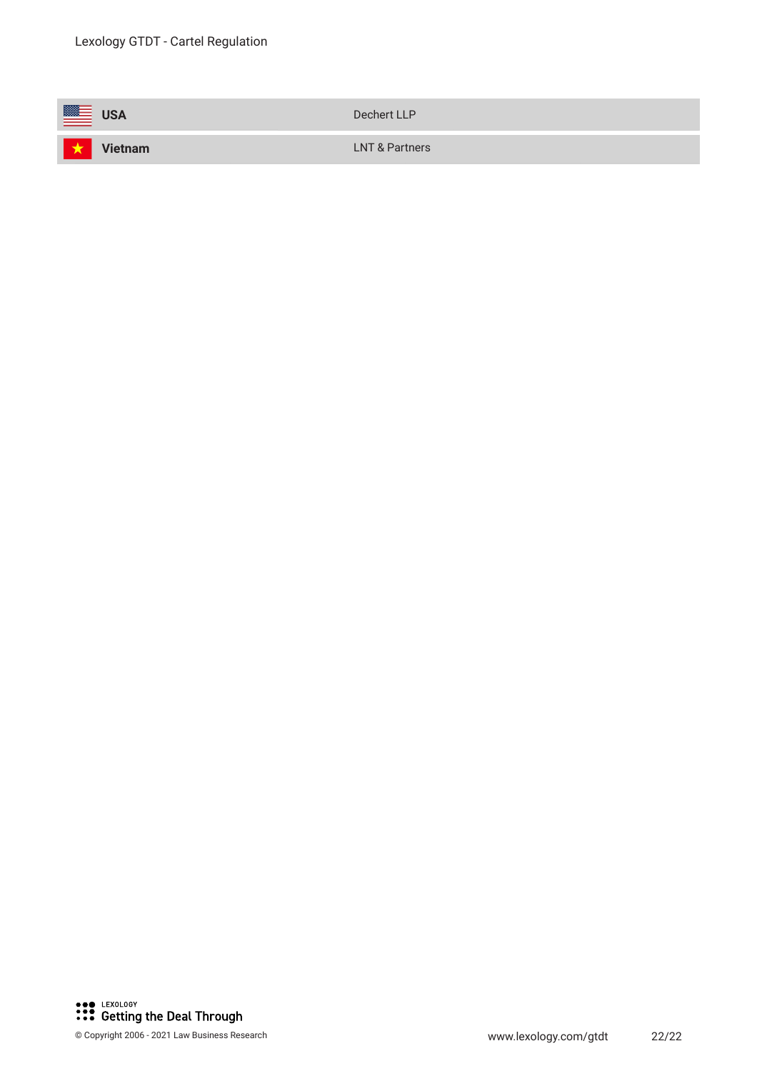| | |
|---|---|
| **USA** | Dechert LLP |
| **Vietnam** | LNT & Partners |